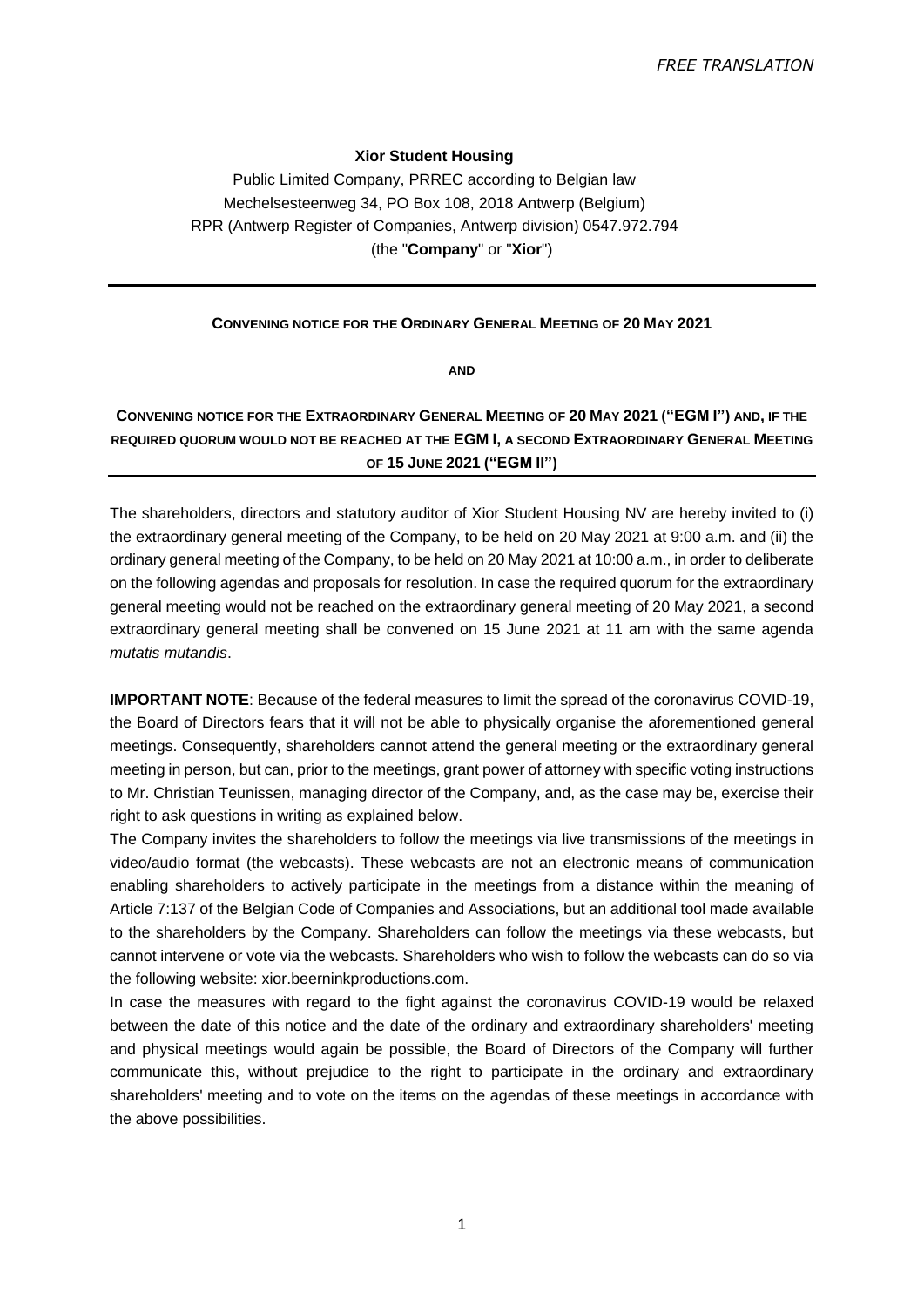*FREE TRANSLATION*

**Xior Student Housing**

Public Limited Company, PRREC according to Belgian law
Mechelsesteenweg 34, PO Box 108, 2018 Antwerp (Belgium)
RPR (Antwerp Register of Companies, Antwerp division) 0547.972.794
(the "**Company**" or "**Xior**")

---

**CONVENING NOTICE FOR THE ORDINARY GENERAL MEETING OF 20 MAY 2021**

**AND**

**CONVENING NOTICE FOR THE EXTRAORDINARY GENERAL MEETING OF 20 MAY 2021 ("EGM I") AND, IF THE REQUIRED QUORUM WOULD NOT BE REACHED AT THE EGM I, A SECOND EXTRAORDINARY GENERAL MEETING OF 15 JUNE 2021 ("EGM II")**

---

The shareholders, directors and statutory auditor of Xior Student Housing NV are hereby invited to (i) the extraordinary general meeting of the Company, to be held on 20 May 2021 at 9:00 a.m. and (ii) the ordinary general meeting of the Company, to be held on 20 May 2021 at 10:00 a.m., in order to deliberate on the following agendas and proposals for resolution. In case the required quorum for the extraordinary general meeting would not be reached on the extraordinary general meeting of 20 May 2021, a second extraordinary general meeting shall be convened on 15 June 2021 at 11 am with the same agenda *mutatis mutandis*.

**IMPORTANT NOTE**: Because of the federal measures to limit the spread of the coronavirus COVID-19, the Board of Directors fears that it will not be able to physically organise the aforementioned general meetings. Consequently, shareholders cannot attend the general meeting or the extraordinary general meeting in person, but can, prior to the meetings, grant power of attorney with specific voting instructions to Mr. Christian Teunissen, managing director of the Company, and, as the case may be, exercise their right to ask questions in writing as explained below.

The Company invites the shareholders to follow the meetings via live transmissions of the meetings in video/audio format (the webcasts). These webcasts are not an electronic means of communication enabling shareholders to actively participate in the meetings from a distance within the meaning of Article 7:137 of the Belgian Code of Companies and Associations, but an additional tool made available to the shareholders by the Company. Shareholders can follow the meetings via these webcasts, but cannot intervene or vote via the webcasts. Shareholders who wish to follow the webcasts can do so via the following website: xior.beerninkproductions.com.

In case the measures with regard to the fight against the coronavirus COVID-19 would be relaxed between the date of this notice and the date of the ordinary and extraordinary shareholders' meeting and physical meetings would again be possible, the Board of Directors of the Company will further communicate this, without prejudice to the right to participate in the ordinary and extraordinary shareholders' meeting and to vote on the items on the agendas of these meetings in accordance with the above possibilities.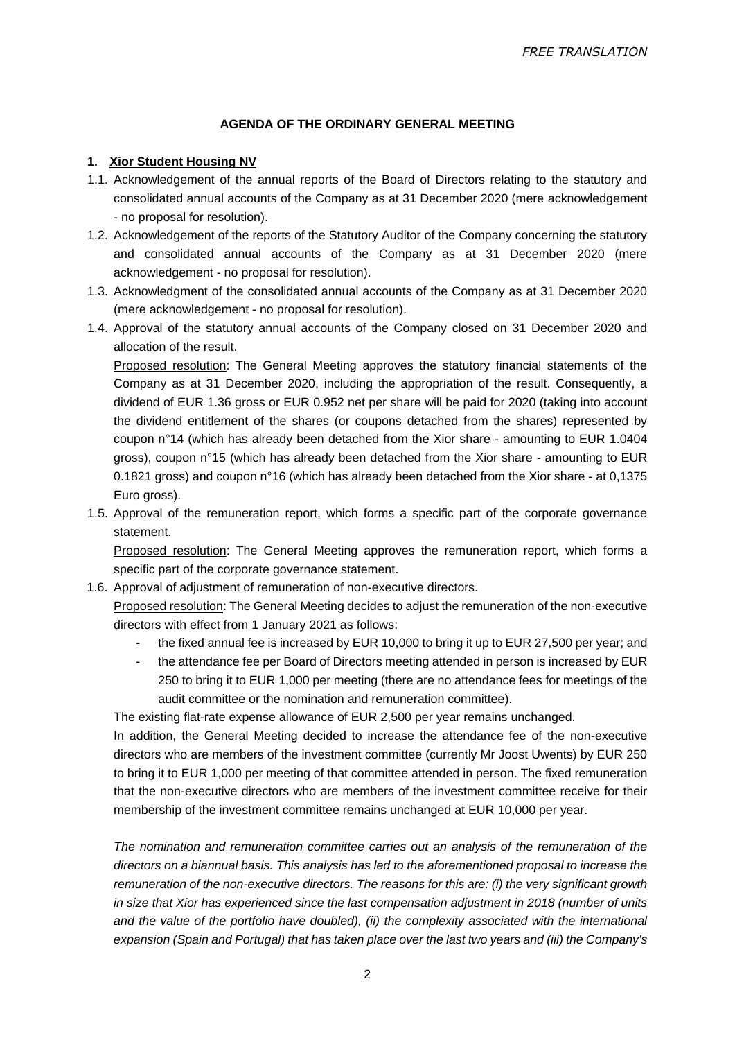*FREE TRANSLATION*

**AGENDA OF THE ORDINARY GENERAL MEETING**

**1. Xior Student Housing NV**

1.1. Acknowledgement of the annual reports of the Board of Directors relating to the statutory and consolidated annual accounts of the Company as at 31 December 2020 (mere acknowledgement - no proposal for resolution).

1.2. Acknowledgement of the reports of the Statutory Auditor of the Company concerning the statutory and consolidated annual accounts of the Company as at 31 December 2020 (mere acknowledgement - no proposal for resolution).

1.3. Acknowledgment of the consolidated annual accounts of the Company as at 31 December 2020 (mere acknowledgement - no proposal for resolution).

1.4. Approval of the statutory annual accounts of the Company closed on 31 December 2020 and allocation of the result.

Proposed resolution: The General Meeting approves the statutory financial statements of the Company as at 31 December 2020, including the appropriation of the result. Consequently, a dividend of EUR 1.36 gross or EUR 0.952 net per share will be paid for 2020 (taking into account the dividend entitlement of the shares (or coupons detached from the shares) represented by coupon n°14 (which has already been detached from the Xior share - amounting to EUR 1.0404 gross), coupon n°15 (which has already been detached from the Xior share - amounting to EUR 0.1821 gross) and coupon n°16 (which has already been detached from the Xior share - at 0,1375 Euro gross).

1.5. Approval of the remuneration report, which forms a specific part of the corporate governance statement.

Proposed resolution: The General Meeting approves the remuneration report, which forms a specific part of the corporate governance statement.

1.6. Approval of adjustment of remuneration of non-executive directors.

Proposed resolution: The General Meeting decides to adjust the remuneration of the non-executive directors with effect from 1 January 2021 as follows:

- the fixed annual fee is increased by EUR 10,000 to bring it up to EUR 27,500 per year; and
- the attendance fee per Board of Directors meeting attended in person is increased by EUR 250 to bring it to EUR 1,000 per meeting (there are no attendance fees for meetings of the audit committee or the nomination and remuneration committee).

The existing flat-rate expense allowance of EUR 2,500 per year remains unchanged.

In addition, the General Meeting decided to increase the attendance fee of the non-executive directors who are members of the investment committee (currently Mr Joost Uwents) by EUR 250 to bring it to EUR 1,000 per meeting of that committee attended in person. The fixed remuneration that the non-executive directors who are members of the investment committee receive for their membership of the investment committee remains unchanged at EUR 10,000 per year.

*The nomination and remuneration committee carries out an analysis of the remuneration of the directors on a biannual basis. This analysis has led to the aforementioned proposal to increase the remuneration of the non-executive directors. The reasons for this are: (i) the very significant growth in size that Xior has experienced since the last compensation adjustment in 2018 (number of units and the value of the portfolio have doubled), (ii) the complexity associated with the international expansion (Spain and Portugal) that has taken place over the last two years and (iii) the Company's*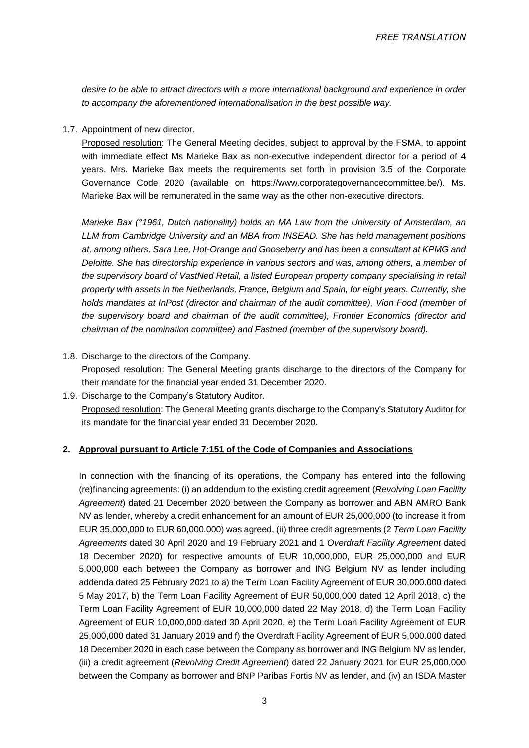*desire to be able to attract directors with a more international background and experience in order to accompany the aforementioned internationalisation in the best possible way.*

1.7. Appointment of new director.

Proposed resolution: The General Meeting decides, subject to approval by the FSMA, to appoint with immediate effect Ms Marieke Bax as non-executive independent director for a period of 4 years. Mrs. Marieke Bax meets the requirements set forth in provision 3.5 of the Corporate Governance Code 2020 (available on https://www.corporategovernancecommittee.be/). Ms. Marieke Bax will be remunerated in the same way as the other non-executive directors.

*Marieke Bax (°1961, Dutch nationality) holds an MA Law from the University of Amsterdam, an LLM from Cambridge University and an MBA from INSEAD. She has held management positions at, among others, Sara Lee, Hot-Orange and Gooseberry and has been a consultant at KPMG and Deloitte. She has directorship experience in various sectors and was, among others, a member of the supervisory board of VastNed Retail, a listed European property company specialising in retail property with assets in the Netherlands, France, Belgium and Spain, for eight years. Currently, she holds mandates at InPost (director and chairman of the audit committee), Vion Food (member of the supervisory board and chairman of the audit committee), Frontier Economics (director and chairman of the nomination committee) and Fastned (member of the supervisory board).*

1.8. Discharge to the directors of the Company.

Proposed resolution: The General Meeting grants discharge to the directors of the Company for their mandate for the financial year ended 31 December 2020.

1.9. Discharge to the Company's Statutory Auditor.

Proposed resolution: The General Meeting grants discharge to the Company's Statutory Auditor for its mandate for the financial year ended 31 December 2020.

## 2. Approval pursuant to Article 7:151 of the Code of Companies and Associations

In connection with the financing of its operations, the Company has entered into the following (re)financing agreements: (i) an addendum to the existing credit agreement (*Revolving Loan Facility Agreement*) dated 21 December 2020 between the Company as borrower and ABN AMRO Bank NV as lender, whereby a credit enhancement for an amount of EUR 25,000,000 (to increase it from EUR 35,000,000 to EUR 60,000.000) was agreed, (ii) three credit agreements (2 *Term Loan Facility Agreements* dated 30 April 2020 and 19 February 2021 and 1 *Overdraft Facility Agreement* dated 18 December 2020) for respective amounts of EUR 10,000,000, EUR 25,000,000 and EUR 5,000,000 each between the Company as borrower and ING Belgium NV as lender including addenda dated 25 February 2021 to a) the Term Loan Facility Agreement of EUR 30,000.000 dated 5 May 2017, b) the Term Loan Facility Agreement of EUR 50,000,000 dated 12 April 2018, c) the Term Loan Facility Agreement of EUR 10,000,000 dated 22 May 2018, d) the Term Loan Facility Agreement of EUR 10,000,000 dated 30 April 2020, e) the Term Loan Facility Agreement of EUR 25,000,000 dated 31 January 2019 and f) the Overdraft Facility Agreement of EUR 5,000.000 dated 18 December 2020 in each case between the Company as borrower and ING Belgium NV as lender, (iii) a credit agreement (*Revolving Credit Agreement*) dated 22 January 2021 for EUR 25,000,000 between the Company as borrower and BNP Paribas Fortis NV as lender, and (iv) an ISDA Master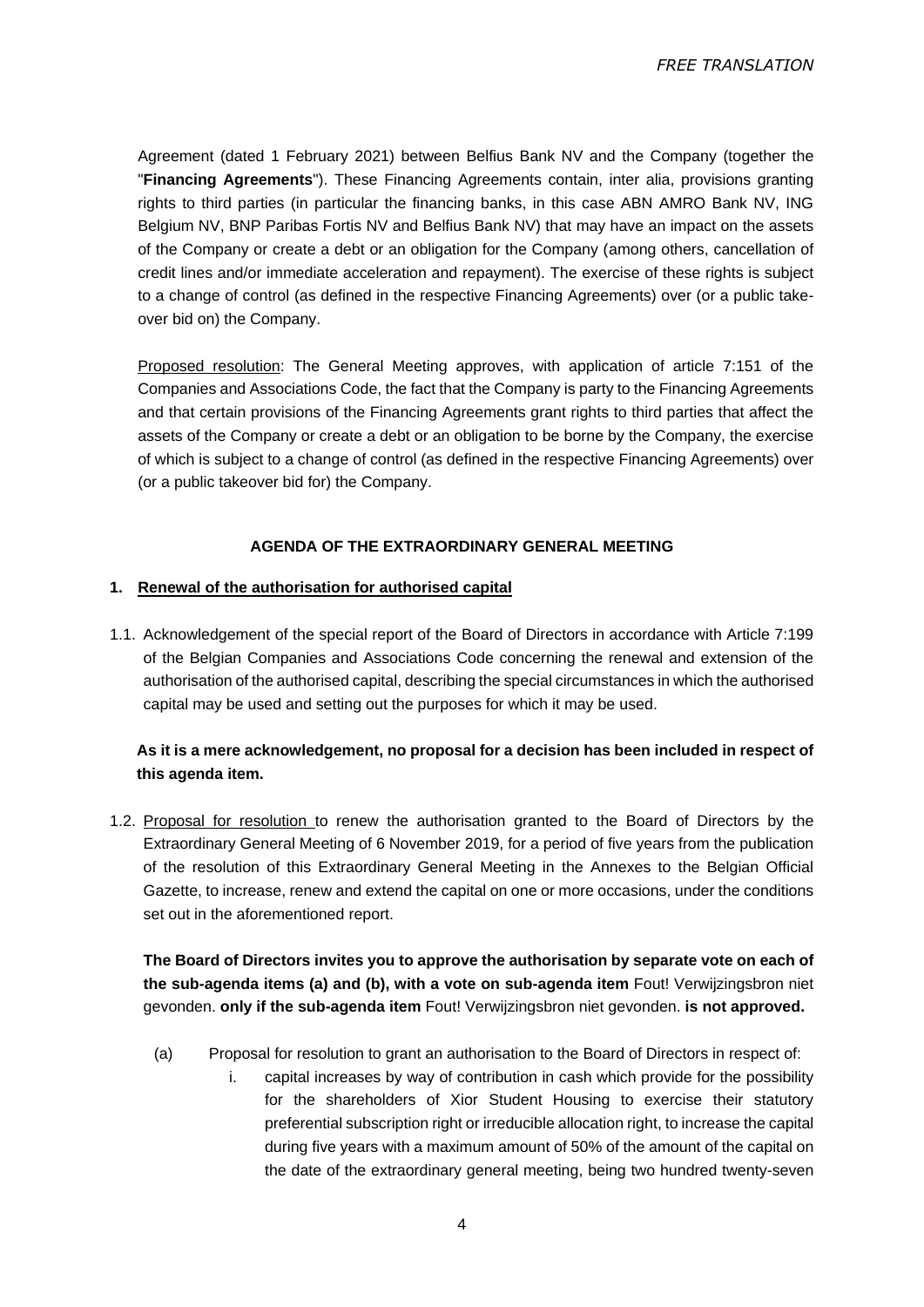Agreement (dated 1 February 2021) between Belfius Bank NV and the Company (together the "**Financing Agreements**"). These Financing Agreements contain, inter alia, provisions granting rights to third parties (in particular the financing banks, in this case ABN AMRO Bank NV, ING Belgium NV, BNP Paribas Fortis NV and Belfius Bank NV) that may have an impact on the assets of the Company or create a debt or an obligation for the Company (among others, cancellation of credit lines and/or immediate acceleration and repayment). The exercise of these rights is subject to a change of control (as defined in the respective Financing Agreements) over (or a public takeover bid on) the Company.

Proposed resolution: The General Meeting approves, with application of article 7:151 of the Companies and Associations Code, the fact that the Company is party to the Financing Agreements and that certain provisions of the Financing Agreements grant rights to third parties that affect the assets of the Company or create a debt or an obligation to be borne by the Company, the exercise of which is subject to a change of control (as defined in the respective Financing Agreements) over (or a public takeover bid for) the Company.

## AGENDA OF THE EXTRAORDINARY GENERAL MEETING

### 1. Renewal of the authorisation for authorised capital

1.1. Acknowledgement of the special report of the Board of Directors in accordance with Article 7:199 of the Belgian Companies and Associations Code concerning the renewal and extension of the authorisation of the authorised capital, describing the special circumstances in which the authorised capital may be used and setting out the purposes for which it may be used.

**As it is a mere acknowledgement, no proposal for a decision has been included in respect of this agenda item.**

1.2. Proposal for resolution to renew the authorisation granted to the Board of Directors by the Extraordinary General Meeting of 6 November 2019, for a period of five years from the publication of the resolution of this Extraordinary General Meeting in the Annexes to the Belgian Official Gazette, to increase, renew and extend the capital on one or more occasions, under the conditions set out in the aforementioned report.

**The Board of Directors invites you to approve the authorisation by separate vote on each of the sub-agenda items (a) and (b), with a vote on sub-agenda item** Fout! Verwijzingsbron niet gevonden. **only if the sub-agenda item** Fout! Verwijzingsbron niet gevonden. **is not approved.**

(a) Proposal for resolution to grant an authorisation to the Board of Directors in respect of:

i. capital increases by way of contribution in cash which provide for the possibility for the shareholders of Xior Student Housing to exercise their statutory preferential subscription right or irreducible allocation right, to increase the capital during five years with a maximum amount of 50% of the amount of the capital on the date of the extraordinary general meeting, being two hundred twenty-seven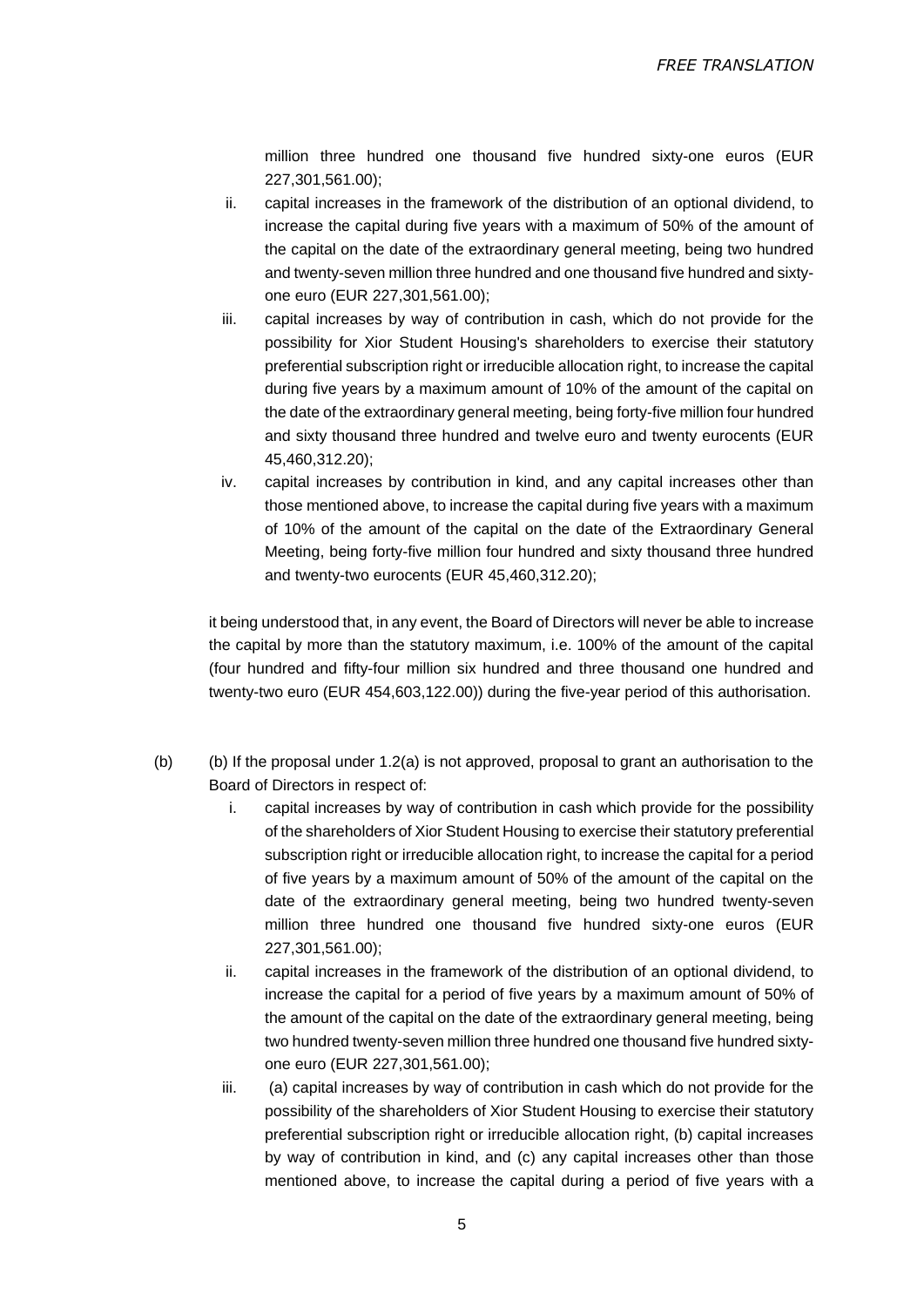million three hundred one thousand five hundred sixty-one euros (EUR 227,301,561.00);

ii. capital increases in the framework of the distribution of an optional dividend, to increase the capital during five years with a maximum of 50% of the amount of the capital on the date of the extraordinary general meeting, being two hundred and twenty-seven million three hundred and one thousand five hundred and sixty-one euro (EUR 227,301,561.00);

iii. capital increases by way of contribution in cash, which do not provide for the possibility for Xior Student Housing's shareholders to exercise their statutory preferential subscription right or irreducible allocation right, to increase the capital during five years by a maximum amount of 10% of the amount of the capital on the date of the extraordinary general meeting, being forty-five million four hundred and sixty thousand three hundred and twelve euro and twenty eurocents (EUR 45,460,312.20);

iv. capital increases by contribution in kind, and any capital increases other than those mentioned above, to increase the capital during five years with a maximum of 10% of the amount of the capital on the date of the Extraordinary General Meeting, being forty-five million four hundred and sixty thousand three hundred and twenty-two eurocents (EUR 45,460,312.20);

it being understood that, in any event, the Board of Directors will never be able to increase the capital by more than the statutory maximum, i.e. 100% of the amount of the capital (four hundred and fifty-four million six hundred and three thousand one hundred and twenty-two euro (EUR 454,603,122.00)) during the five-year period of this authorisation.

(b) (b) If the proposal under 1.2(a) is not approved, proposal to grant an authorisation to the Board of Directors in respect of:

i. capital increases by way of contribution in cash which provide for the possibility of the shareholders of Xior Student Housing to exercise their statutory preferential subscription right or irreducible allocation right, to increase the capital for a period of five years by a maximum amount of 50% of the amount of the capital on the date of the extraordinary general meeting, being two hundred twenty-seven million three hundred one thousand five hundred sixty-one euros (EUR 227,301,561.00);

ii. capital increases in the framework of the distribution of an optional dividend, to increase the capital for a period of five years by a maximum amount of 50% of the amount of the capital on the date of the extraordinary general meeting, being two hundred twenty-seven million three hundred one thousand five hundred sixty-one euro (EUR 227,301,561.00);

iii. (a) capital increases by way of contribution in cash which do not provide for the possibility of the shareholders of Xior Student Housing to exercise their statutory preferential subscription right or irreducible allocation right, (b) capital increases by way of contribution in kind, and (c) any capital increases other than those mentioned above, to increase the capital during a period of five years with a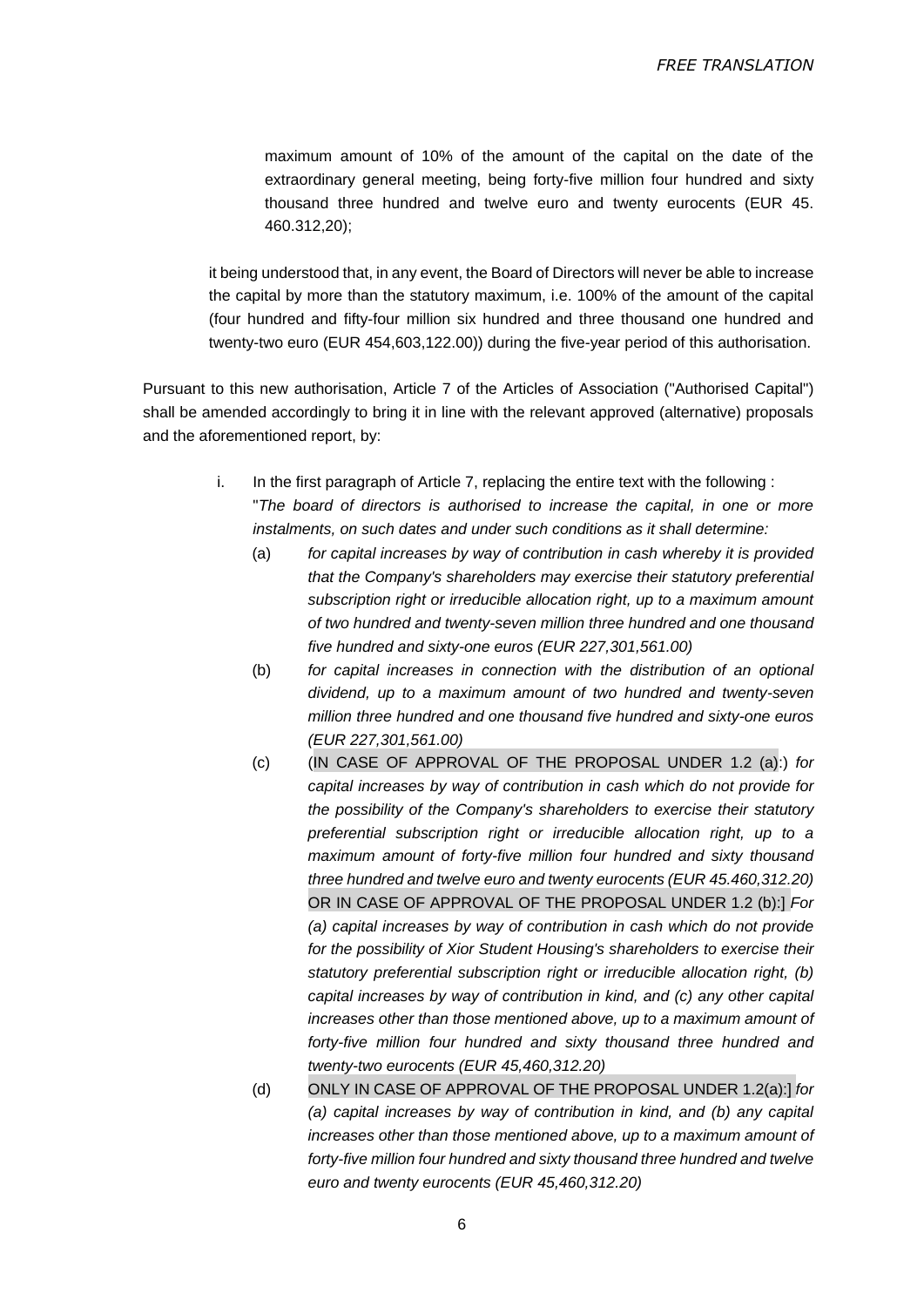maximum amount of 10% of the amount of the capital on the date of the extraordinary general meeting, being forty-five million four hundred and sixty thousand three hundred and twelve euro and twenty eurocents (EUR 45. 460.312,20);

it being understood that, in any event, the Board of Directors will never be able to increase the capital by more than the statutory maximum, i.e. 100% of the amount of the capital (four hundred and fifty-four million six hundred and three thousand one hundred and twenty-two euro (EUR 454,603,122.00)) during the five-year period of this authorisation.

Pursuant to this new authorisation, Article 7 of the Articles of Association ("Authorised Capital") shall be amended accordingly to bring it in line with the relevant approved (alternative) proposals and the aforementioned report, by:

i. In the first paragraph of Article 7, replacing the entire text with the following :
"*The board of directors is authorised to increase the capital, in one or more instalments, on such dates and under such conditions as it shall determine:*

(a) *for capital increases by way of contribution in cash whereby it is provided that the Company's shareholders may exercise their statutory preferential subscription right or irreducible allocation right, up to a maximum amount of two hundred and twenty-seven million three hundred and one thousand five hundred and sixty-one euros (EUR 227,301,561.00)*

(b) *for capital increases in connection with the distribution of an optional dividend, up to a maximum amount of two hundred and twenty-seven million three hundred and one thousand five hundred and sixty-one euros (EUR 227,301,561.00)*

(c) (IN CASE OF APPROVAL OF THE PROPOSAL UNDER 1.2 (a):) *for capital increases by way of contribution in cash which do not provide for the possibility of the Company's shareholders to exercise their statutory preferential subscription right or irreducible allocation right, up to a maximum amount of forty-five million four hundred and sixty thousand three hundred and twelve euro and twenty eurocents (EUR 45.460,312.20)* OR IN CASE OF APPROVAL OF THE PROPOSAL UNDER 1.2 (b):] *For (a) capital increases by way of contribution in cash which do not provide for the possibility of Xior Student Housing's shareholders to exercise their statutory preferential subscription right or irreducible allocation right, (b) capital increases by way of contribution in kind, and (c) any other capital increases other than those mentioned above, up to a maximum amount of forty-five million four hundred and sixty thousand three hundred and twenty-two eurocents (EUR 45,460,312.20)*

(d) ONLY IN CASE OF APPROVAL OF THE PROPOSAL UNDER 1.2(a):] *for (a) capital increases by way of contribution in kind, and (b) any capital increases other than those mentioned above, up to a maximum amount of forty-five million four hundred and sixty thousand three hundred and twelve euro and twenty eurocents (EUR 45,460,312.20)*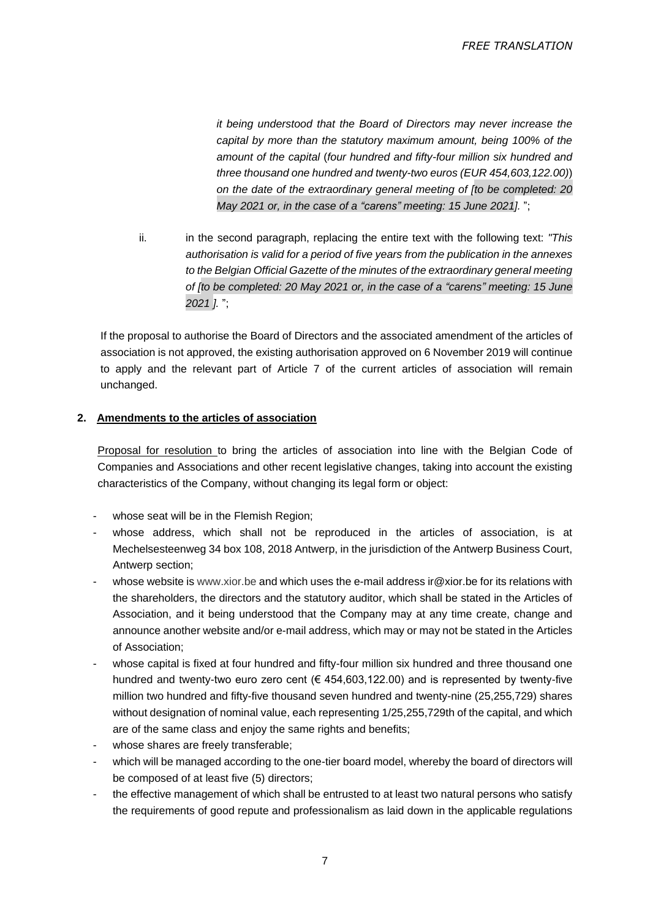*it being understood that the Board of Directors may never increase the capital by more than the statutory maximum amount, being 100% of the amount of the capital* (*four hundred and fifty-four million six hundred and three thousand one hundred and twenty-two euros (EUR 454,603,122.00)*) *on the date of the extraordinary general meeting of [to be completed: 20 May 2021 or, in the case of a "carens" meeting: 15 June 2021].* ";

ii. in the second paragraph, replacing the entire text with the following text: *"This authorisation is valid for a period of five years from the publication in the annexes to the Belgian Official Gazette of the minutes of the extraordinary general meeting of [to be completed: 20 May 2021 or, in the case of a "carens" meeting: 15 June 2021 ].* ";

If the proposal to authorise the Board of Directors and the associated amendment of the articles of association is not approved, the existing authorisation approved on 6 November 2019 will continue to apply and the relevant part of Article 7 of the current articles of association will remain unchanged.

**2. Amendments to the articles of association**

Proposal for resolution to bring the articles of association into line with the Belgian Code of Companies and Associations and other recent legislative changes, taking into account the existing characteristics of the Company, without changing its legal form or object:

- whose seat will be in the Flemish Region;
- whose address, which shall not be reproduced in the articles of association, is at Mechelsesteenweg 34 box 108, 2018 Antwerp, in the jurisdiction of the Antwerp Business Court, Antwerp section;
- whose website is www.xior.be and which uses the e-mail address ir@xior.be for its relations with the shareholders, the directors and the statutory auditor, which shall be stated in the Articles of Association, and it being understood that the Company may at any time create, change and announce another website and/or e-mail address, which may or may not be stated in the Articles of Association;
- whose capital is fixed at four hundred and fifty-four million six hundred and three thousand one hundred and twenty-two euro zero cent (€ 454,603,122.00) and is represented by twenty-five million two hundred and fifty-five thousand seven hundred and twenty-nine (25,255,729) shares without designation of nominal value, each representing 1/25,255,729th of the capital, and which are of the same class and enjoy the same rights and benefits;
- whose shares are freely transferable;
- which will be managed according to the one-tier board model, whereby the board of directors will be composed of at least five (5) directors;
- the effective management of which shall be entrusted to at least two natural persons who satisfy the requirements of good repute and professionalism as laid down in the applicable regulations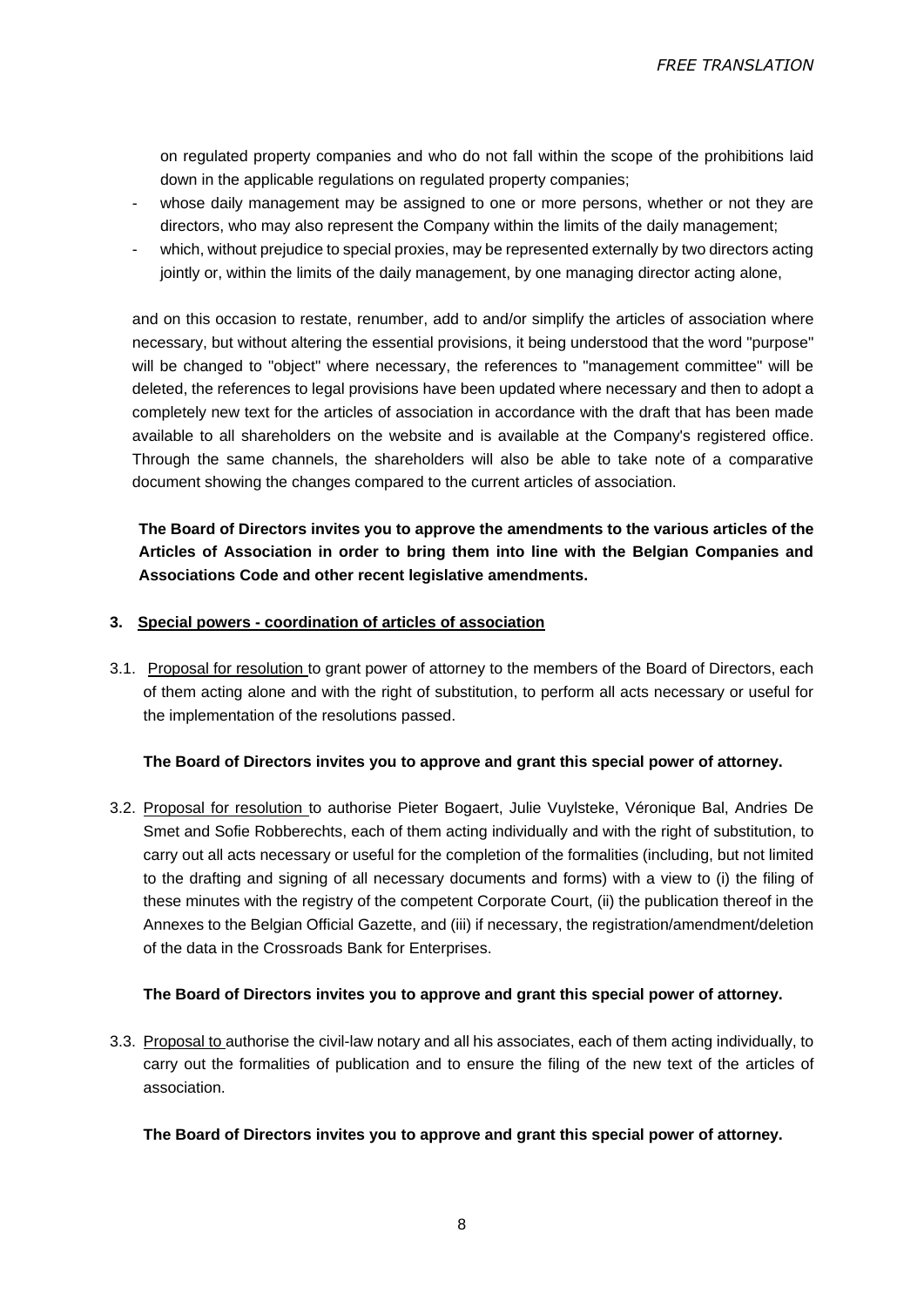on regulated property companies and who do not fall within the scope of the prohibitions laid down in the applicable regulations on regulated property companies;

- whose daily management may be assigned to one or more persons, whether or not they are directors, who may also represent the Company within the limits of the daily management;
- which, without prejudice to special proxies, may be represented externally by two directors acting jointly or, within the limits of the daily management, by one managing director acting alone,

and on this occasion to restate, renumber, add to and/or simplify the articles of association where necessary, but without altering the essential provisions, it being understood that the word "purpose" will be changed to "object" where necessary, the references to "management committee" will be deleted, the references to legal provisions have been updated where necessary and then to adopt a completely new text for the articles of association in accordance with the draft that has been made available to all shareholders on the website and is available at the Company's registered office. Through the same channels, the shareholders will also be able to take note of a comparative document showing the changes compared to the current articles of association.

**The Board of Directors invites you to approve the amendments to the various articles of the Articles of Association in order to bring them into line with the Belgian Companies and Associations Code and other recent legislative amendments.**

## 3. Special powers - coordination of articles of association

3.1. Proposal for resolution to grant power of attorney to the members of the Board of Directors, each of them acting alone and with the right of substitution, to perform all acts necessary or useful for the implementation of the resolutions passed.

**The Board of Directors invites you to approve and grant this special power of attorney.**

3.2. Proposal for resolution to authorise Pieter Bogaert, Julie Vuylsteke, Véronique Bal, Andries De Smet and Sofie Robberechts, each of them acting individually and with the right of substitution, to carry out all acts necessary or useful for the completion of the formalities (including, but not limited to the drafting and signing of all necessary documents and forms) with a view to (i) the filing of these minutes with the registry of the competent Corporate Court, (ii) the publication thereof in the Annexes to the Belgian Official Gazette, and (iii) if necessary, the registration/amendment/deletion of the data in the Crossroads Bank for Enterprises.

**The Board of Directors invites you to approve and grant this special power of attorney.**

3.3. Proposal to authorise the civil-law notary and all his associates, each of them acting individually, to carry out the formalities of publication and to ensure the filing of the new text of the articles of association.

**The Board of Directors invites you to approve and grant this special power of attorney.**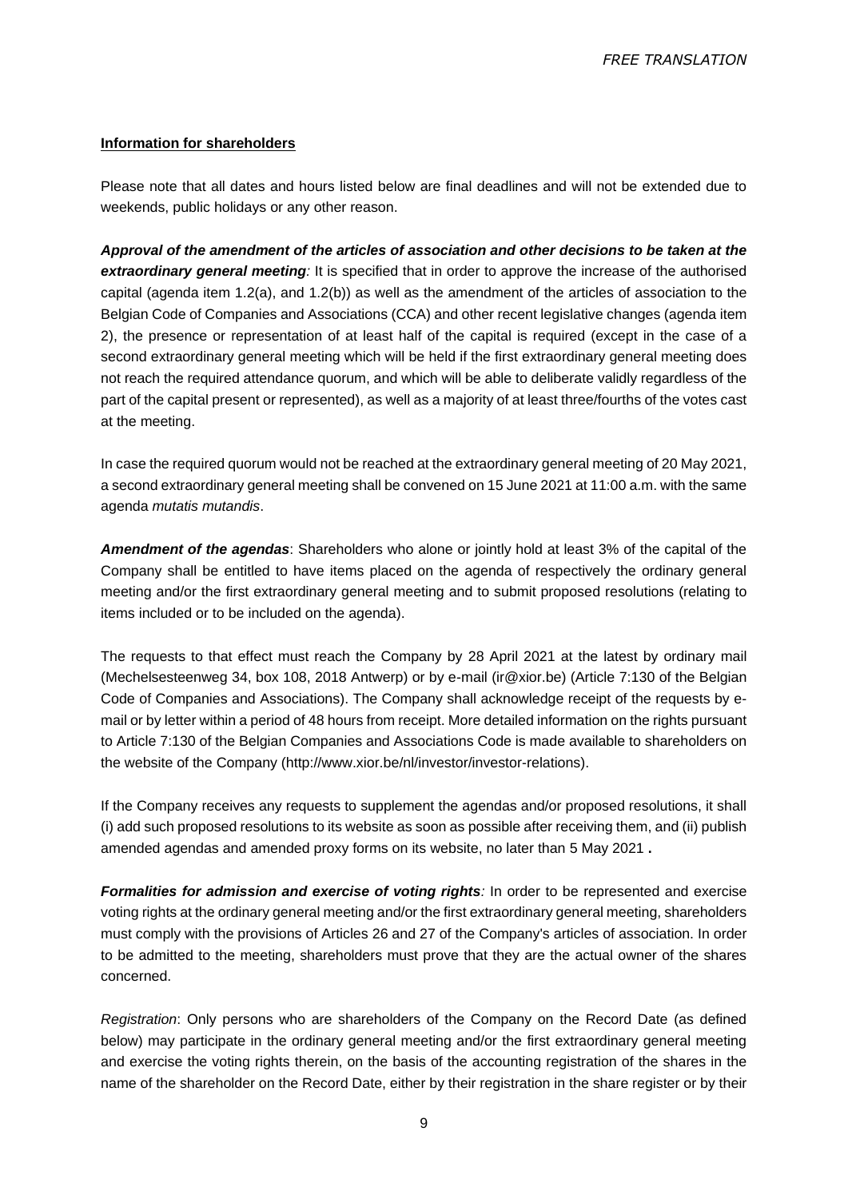*FREE TRANSLATION*

**Information for shareholders**

Please note that all dates and hours listed below are final deadlines and will not be extended due to weekends, public holidays or any other reason.

***Approval of the amendment of the articles of association and other decisions to be taken at the extraordinary general meeting**:* It is specified that in order to approve the increase of the authorised capital (agenda item 1.2(a), and 1.2(b)) as well as the amendment of the articles of association to the Belgian Code of Companies and Associations (CCA) and other recent legislative changes (agenda item 2), the presence or representation of at least half of the capital is required (except in the case of a second extraordinary general meeting which will be held if the first extraordinary general meeting does not reach the required attendance quorum, and which will be able to deliberate validly regardless of the part of the capital present or represented), as well as a majority of at least three/fourths of the votes cast at the meeting.

In case the required quorum would not be reached at the extraordinary general meeting of 20 May 2021, a second extraordinary general meeting shall be convened on 15 June 2021 at 11:00 a.m. with the same agenda *mutatis mutandis*.

***Amendment of the agendas***: Shareholders who alone or jointly hold at least 3% of the capital of the Company shall be entitled to have items placed on the agenda of respectively the ordinary general meeting and/or the first extraordinary general meeting and to submit proposed resolutions (relating to items included or to be included on the agenda).

The requests to that effect must reach the Company by 28 April 2021 at the latest by ordinary mail (Mechelsesteenweg 34, box 108, 2018 Antwerp) or by e-mail (ir@xior.be) (Article 7:130 of the Belgian Code of Companies and Associations). The Company shall acknowledge receipt of the requests by e-mail or by letter within a period of 48 hours from receipt. More detailed information on the rights pursuant to Article 7:130 of the Belgian Companies and Associations Code is made available to shareholders on the website of the Company (http://www.xior.be/nl/investor/investor-relations).

If the Company receives any requests to supplement the agendas and/or proposed resolutions, it shall (i) add such proposed resolutions to its website as soon as possible after receiving them, and (ii) publish amended agendas and amended proxy forms on its website, no later than 5 May 2021 **.**

***Formalities for admission and exercise of voting rights**:* In order to be represented and exercise voting rights at the ordinary general meeting and/or the first extraordinary general meeting, shareholders must comply with the provisions of Articles 26 and 27 of the Company's articles of association. In order to be admitted to the meeting, shareholders must prove that they are the actual owner of the shares concerned.

*Registration*: Only persons who are shareholders of the Company on the Record Date (as defined below) may participate in the ordinary general meeting and/or the first extraordinary general meeting and exercise the voting rights therein, on the basis of the accounting registration of the shares in the name of the shareholder on the Record Date, either by their registration in the share register or by their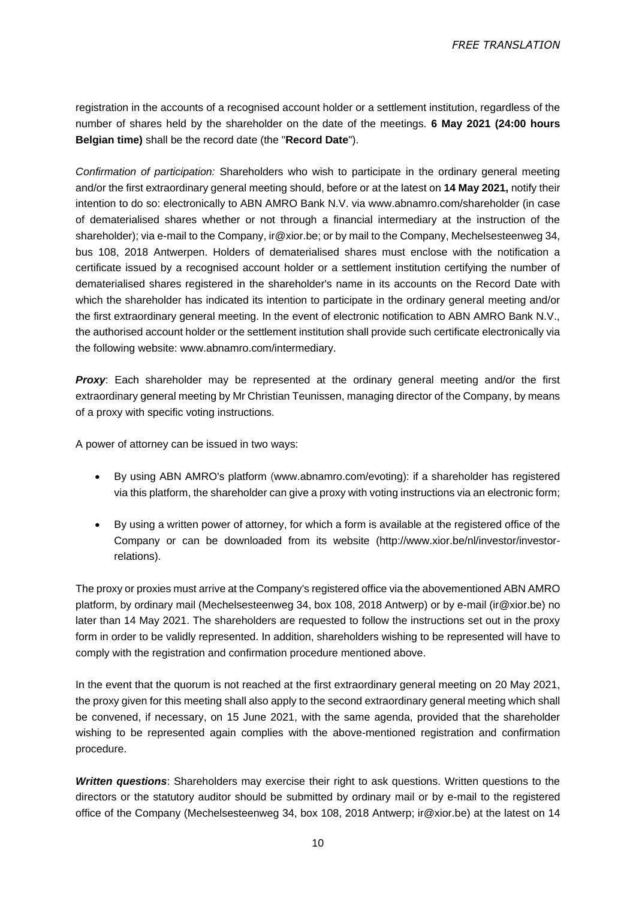registration in the accounts of a recognised account holder or a settlement institution, regardless of the number of shares held by the shareholder on the date of the meetings. **6 May 2021 (24:00 hours Belgian time)** shall be the record date (the "**Record Date**").

*Confirmation of participation:* Shareholders who wish to participate in the ordinary general meeting and/or the first extraordinary general meeting should, before or at the latest on **14 May 2021,** notify their intention to do so: electronically to ABN AMRO Bank N.V. via www.abnamro.com/shareholder (in case of dematerialised shares whether or not through a financial intermediary at the instruction of the shareholder); via e-mail to the Company, ir@xior.be; or by mail to the Company, Mechelsesteenweg 34, bus 108, 2018 Antwerpen. Holders of dematerialised shares must enclose with the notification a certificate issued by a recognised account holder or a settlement institution certifying the number of dematerialised shares registered in the shareholder's name in its accounts on the Record Date with which the shareholder has indicated its intention to participate in the ordinary general meeting and/or the first extraordinary general meeting. In the event of electronic notification to ABN AMRO Bank N.V., the authorised account holder or the settlement institution shall provide such certificate electronically via the following website: www.abnamro.com/intermediary.

***Proxy***: Each shareholder may be represented at the ordinary general meeting and/or the first extraordinary general meeting by Mr Christian Teunissen, managing director of the Company, by means of a proxy with specific voting instructions.

A power of attorney can be issued in two ways:

- By using ABN AMRO's platform (www.abnamro.com/evoting): if a shareholder has registered via this platform, the shareholder can give a proxy with voting instructions via an electronic form;
- By using a written power of attorney, for which a form is available at the registered office of the Company or can be downloaded from its website (http://www.xior.be/nl/investor/investor-relations).

The proxy or proxies must arrive at the Company's registered office via the abovementioned ABN AMRO platform, by ordinary mail (Mechelsesteenweg 34, box 108, 2018 Antwerp) or by e-mail (ir@xior.be) no later than 14 May 2021. The shareholders are requested to follow the instructions set out in the proxy form in order to be validly represented. In addition, shareholders wishing to be represented will have to comply with the registration and confirmation procedure mentioned above.

In the event that the quorum is not reached at the first extraordinary general meeting on 20 May 2021, the proxy given for this meeting shall also apply to the second extraordinary general meeting which shall be convened, if necessary, on 15 June 2021, with the same agenda, provided that the shareholder wishing to be represented again complies with the above-mentioned registration and confirmation procedure.

***Written questions***: Shareholders may exercise their right to ask questions. Written questions to the directors or the statutory auditor should be submitted by ordinary mail or by e-mail to the registered office of the Company (Mechelsesteenweg 34, box 108, 2018 Antwerp; ir@xior.be) at the latest on 14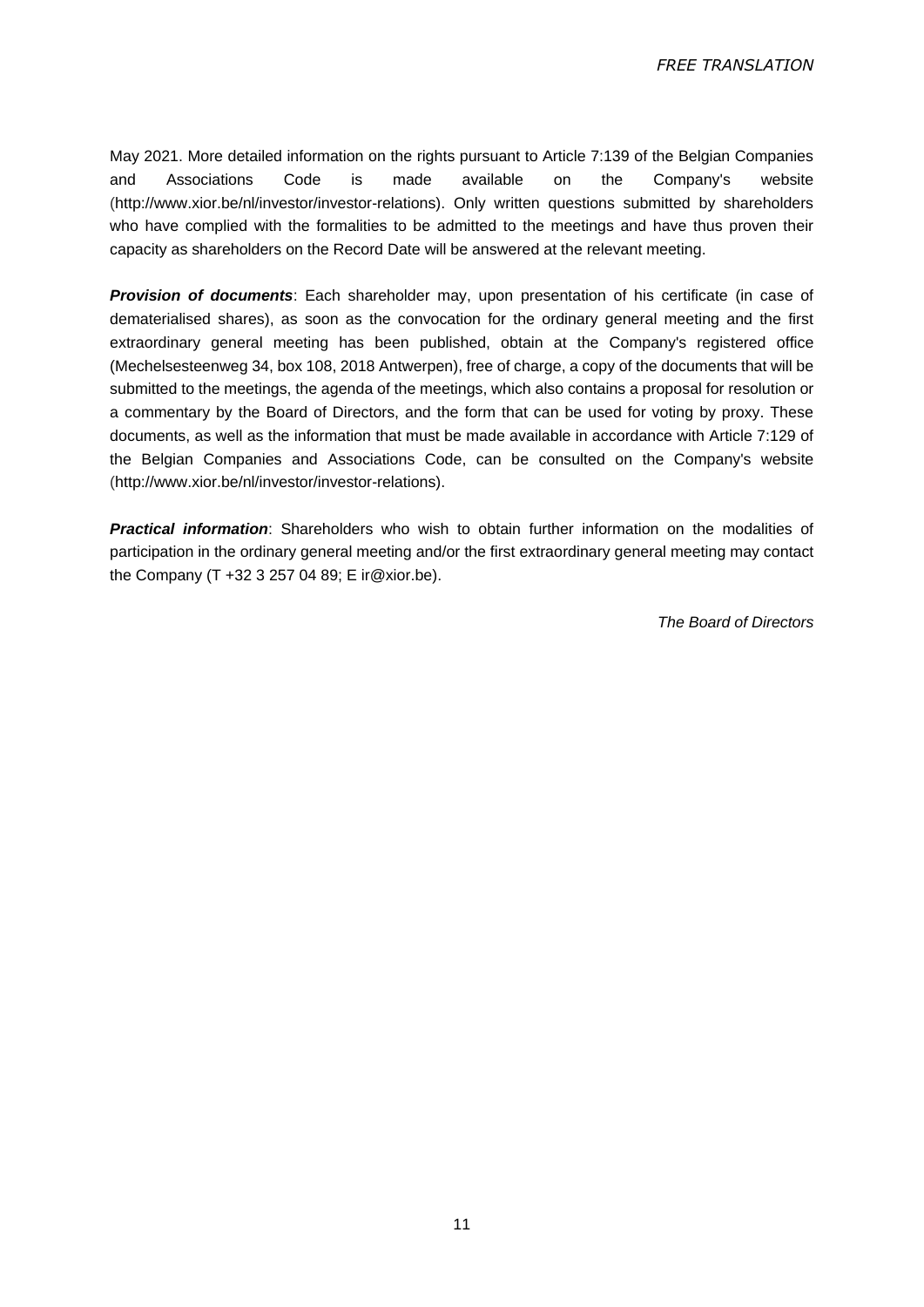May 2021. More detailed information on the rights pursuant to Article 7:139 of the Belgian Companies and Associations Code is made available on the Company's website (http://www.xior.be/nl/investor/investor-relations). Only written questions submitted by shareholders who have complied with the formalities to be admitted to the meetings and have thus proven their capacity as shareholders on the Record Date will be answered at the relevant meeting.

***Provision of documents***: Each shareholder may, upon presentation of his certificate (in case of dematerialised shares), as soon as the convocation for the ordinary general meeting and the first extraordinary general meeting has been published, obtain at the Company's registered office (Mechelsesteenweg 34, box 108, 2018 Antwerpen), free of charge, a copy of the documents that will be submitted to the meetings, the agenda of the meetings, which also contains a proposal for resolution or a commentary by the Board of Directors, and the form that can be used for voting by proxy. These documents, as well as the information that must be made available in accordance with Article 7:129 of the Belgian Companies and Associations Code, can be consulted on the Company's website (http://www.xior.be/nl/investor/investor-relations).

***Practical information***: Shareholders who wish to obtain further information on the modalities of participation in the ordinary general meeting and/or the first extraordinary general meeting may contact the Company (T +32 3 257 04 89; E ir@xior.be).

*The Board of Directors*